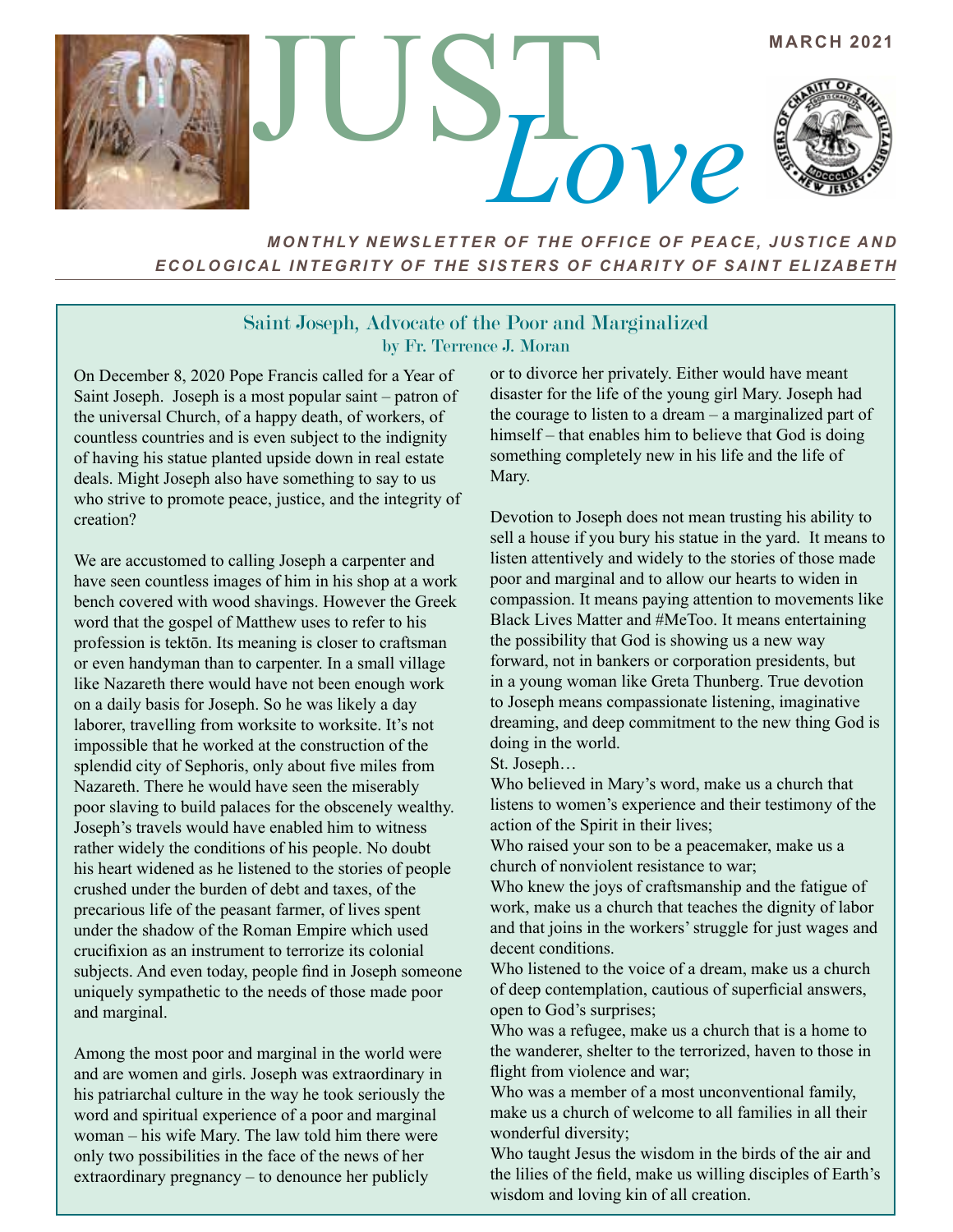# JUST *Love*

MARCH 2021

***MONTHLY NEWSLETTER OF THE OFFICE OF PEACE, JUSTICE AND ECOLOGICAL INTEGRITY OF THE SISTERS OF CHARITY OF SAINT ELIZABETH***

## Saint Joseph, Advocate of the Poor and Marginalized

by Fr. Terrence J. Moran

On December 8, 2020 Pope Francis called for a Year of Saint Joseph. Joseph is a most popular saint – patron of the universal Church, of a happy death, of workers, of countless countries and is even subject to the indignity of having his statue planted upside down in real estate deals. Might Joseph also have something to say to us who strive to promote peace, justice, and the integrity of creation?

We are accustomed to calling Joseph a carpenter and have seen countless images of him in his shop at a work bench covered with wood shavings. However the Greek word that the gospel of Matthew uses to refer to his profession is tektōn. Its meaning is closer to craftsman or even handyman than to carpenter. In a small village like Nazareth there would have not been enough work on a daily basis for Joseph. So he was likely a day laborer, travelling from worksite to worksite. It's not impossible that he worked at the construction of the splendid city of Sephoris, only about five miles from Nazareth. There he would have seen the miserably poor slaving to build palaces for the obscenely wealthy. Joseph's travels would have enabled him to witness rather widely the conditions of his people. No doubt his heart widened as he listened to the stories of people crushed under the burden of debt and taxes, of the precarious life of the peasant farmer, of lives spent under the shadow of the Roman Empire which used crucifixion as an instrument to terrorize its colonial subjects. And even today, people find in Joseph someone uniquely sympathetic to the needs of those made poor and marginal.

Among the most poor and marginal in the world were and are women and girls. Joseph was extraordinary in his patriarchal culture in the way he took seriously the word and spiritual experience of a poor and marginal woman – his wife Mary. The law told him there were only two possibilities in the face of the news of her extraordinary pregnancy – to denounce her publicly or to divorce her privately. Either would have meant disaster for the life of the young girl Mary. Joseph had the courage to listen to a dream – a marginalized part of himself – that enables him to believe that God is doing something completely new in his life and the life of Mary.

Devotion to Joseph does not mean trusting his ability to sell a house if you bury his statue in the yard. It means to listen attentively and widely to the stories of those made poor and marginal and to allow our hearts to widen in compassion. It means paying attention to movements like Black Lives Matter and #MeToo. It means entertaining the possibility that God is showing us a new way forward, not in bankers or corporation presidents, but in a young woman like Greta Thunberg. True devotion to Joseph means compassionate listening, imaginative dreaming, and deep commitment to the new thing God is doing in the world.

St. Joseph…

Who believed in Mary's word, make us a church that listens to women's experience and their testimony of the action of the Spirit in their lives;

Who raised your son to be a peacemaker, make us a church of nonviolent resistance to war;

Who knew the joys of craftsmanship and the fatigue of work, make us a church that teaches the dignity of labor and that joins in the workers' struggle for just wages and decent conditions.

Who listened to the voice of a dream, make us a church of deep contemplation, cautious of superficial answers, open to God's surprises;

Who was a refugee, make us a church that is a home to the wanderer, shelter to the terrorized, haven to those in flight from violence and war;

Who was a member of a most unconventional family, make us a church of welcome to all families in all their wonderful diversity;

Who taught Jesus the wisdom in the birds of the air and the lilies of the field, make us willing disciples of Earth's wisdom and loving kin of all creation.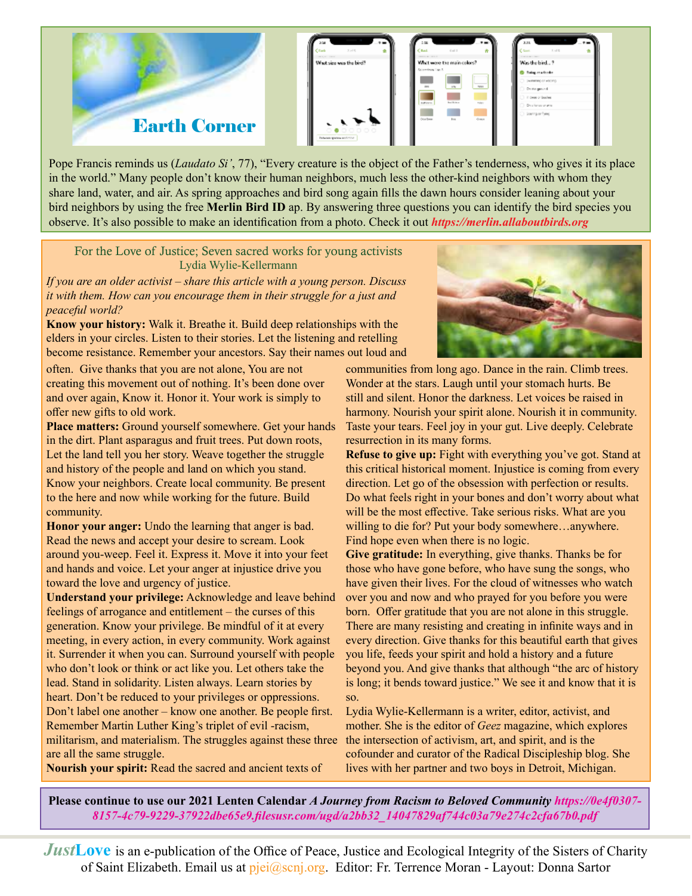## Earth Corner

Pope Francis reminds us (*Laudato Si'*, 77), "Every creature is the object of the Father's tenderness, who gives it its place in the world." Many people don't know their human neighbors, much less the other-kind neighbors with whom they share land, water, and air. As spring approaches and bird song again fills the dawn hours consider leaning about your bird neighbors by using the free **Merlin Bird ID** ap. By answering three questions you can identify the bird species you observe. It's also possible to make an identification from a photo. Check it out ***https://merlin.allaboutbirds.org***

## For the Love of Justice; Seven sacred works for young activists

Lydia Wylie-Kellermann

*If you are an older activist – share this article with a young person. Discuss it with them. How can you encourage them in their struggle for a just and peaceful world?*

**Know your history:** Walk it. Breathe it. Build deep relationships with the elders in your circles. Listen to their stories. Let the listening and retelling become resistance. Remember your ancestors. Say their names out loud and often. Give thanks that you are not alone, You are not creating this movement out of nothing. It's been done over and over again, Know it. Honor it. Your work is simply to offer new gifts to old work.

**Place matters:** Ground yourself somewhere. Get your hands in the dirt. Plant asparagus and fruit trees. Put down roots, Let the land tell you her story. Weave together the struggle and history of the people and land on which you stand. Know your neighbors. Create local community. Be present to the here and now while working for the future. Build community.

**Honor your anger:** Undo the learning that anger is bad. Read the news and accept your desire to scream. Look around you-weep. Feel it. Express it. Move it into your feet and hands and voice. Let your anger at injustice drive you toward the love and urgency of justice.

**Understand your privilege:** Acknowledge and leave behind feelings of arrogance and entitlement – the curses of this generation. Know your privilege. Be mindful of it at every meeting, in every action, in every community. Work against it. Surrender it when you can. Surround yourself with people who don't look or think or act like you. Let others take the lead. Stand in solidarity. Listen always. Learn stories by heart. Don't be reduced to your privileges or oppressions. Don't label one another – know one another. Be people first. Remember Martin Luther King's triplet of evil -racism, militarism, and materialism. The struggles against these three are all the same struggle.

**Nourish your spirit:** Read the sacred and ancient texts of communities from long ago. Dance in the rain. Climb trees. Wonder at the stars. Laugh until your stomach hurts. Be still and silent. Honor the darkness. Let voices be raised in harmony. Nourish your spirit alone. Nourish it in community. Taste your tears. Feel joy in your gut. Live deeply. Celebrate resurrection in its many forms.

**Refuse to give up:** Fight with everything you've got. Stand at this critical historical moment. Injustice is coming from every direction. Let go of the obsession with perfection or results. Do what feels right in your bones and don't worry about what will be the most effective. Take serious risks. What are you willing to die for? Put your body somewhere…anywhere. Find hope even when there is no logic.

**Give gratitude:** In everything, give thanks. Thanks be for those who have gone before, who have sung the songs, who have given their lives. For the cloud of witnesses who watch over you and now and who prayed for you before you were born. Offer gratitude that you are not alone in this struggle. There are many resisting and creating in infinite ways and in every direction. Give thanks for this beautiful earth that gives you life, feeds your spirit and hold a history and a future beyond you. And give thanks that although "the arc of history is long; it bends toward justice." We see it and know that it is so.

Lydia Wylie-Kellermann is a writer, editor, activist, and mother. She is the editor of *Geez* magazine, which explores the intersection of activism, art, and spirit, and is the cofounder and curator of the Radical Discipleship blog. She lives with her partner and two boys in Detroit, Michigan.

**Please continue to use our 2021 Lenten Calendar *A Journey from Racism to Beloved Community* *https://0e4f0307-8157-4c79-9229-37922dbe65e9.filesusr.com/ugd/a2bb32_14047829af744c03a79e274c2cfa67b0.pdf***

***Just*Love** is an e-publication of the Office of Peace, Justice and Ecological Integrity of the Sisters of Charity of Saint Elizabeth. Email us at pjei@scnj.org. Editor: Fr. Terrence Moran - Layout: Donna Sartor